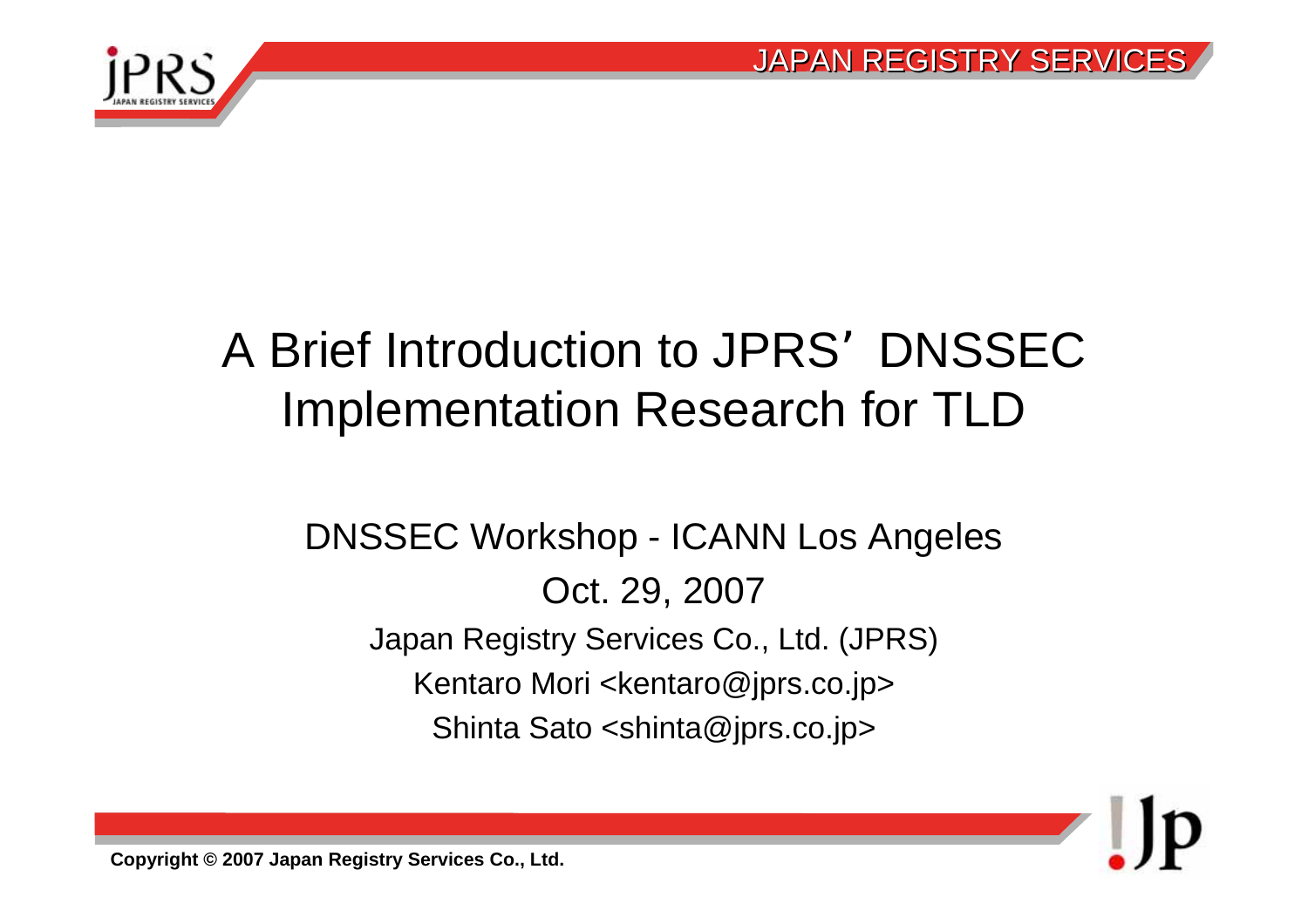# A Brief Introduction to JPRS' DNSSEC Implementation Research for TLD

DNSSEC Workshop - ICANN Los Angeles

Oct. 29, 2007

Japan Registry Services Co., Ltd. (JPRS)

Kentaro Mori <kentaro@jprs.co.jp>

Shinta Sato <shinta@jprs.co.jp>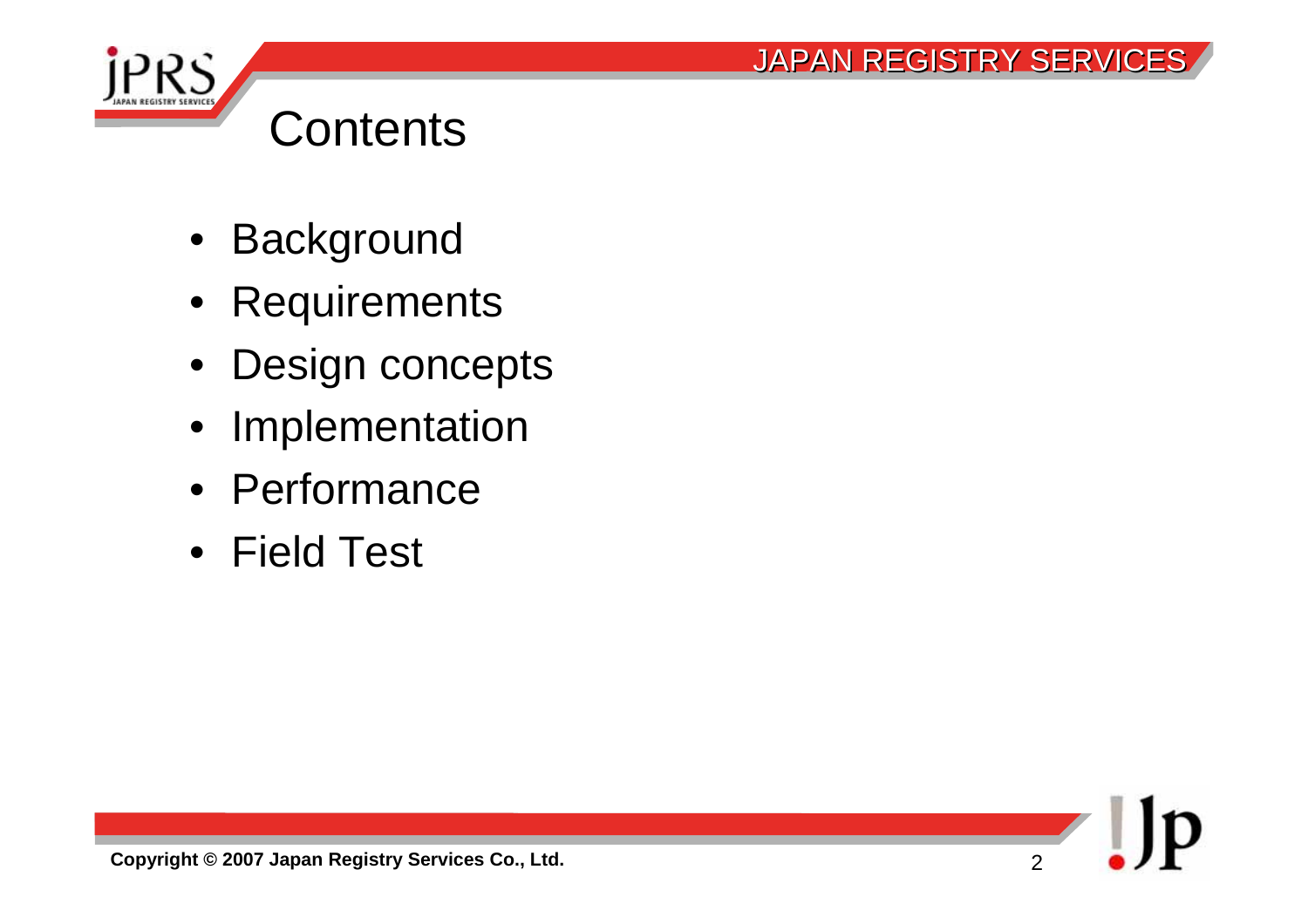# Contents

- Background
- Requirements
- Design concepts
- Implementation
- Performance
- Field Test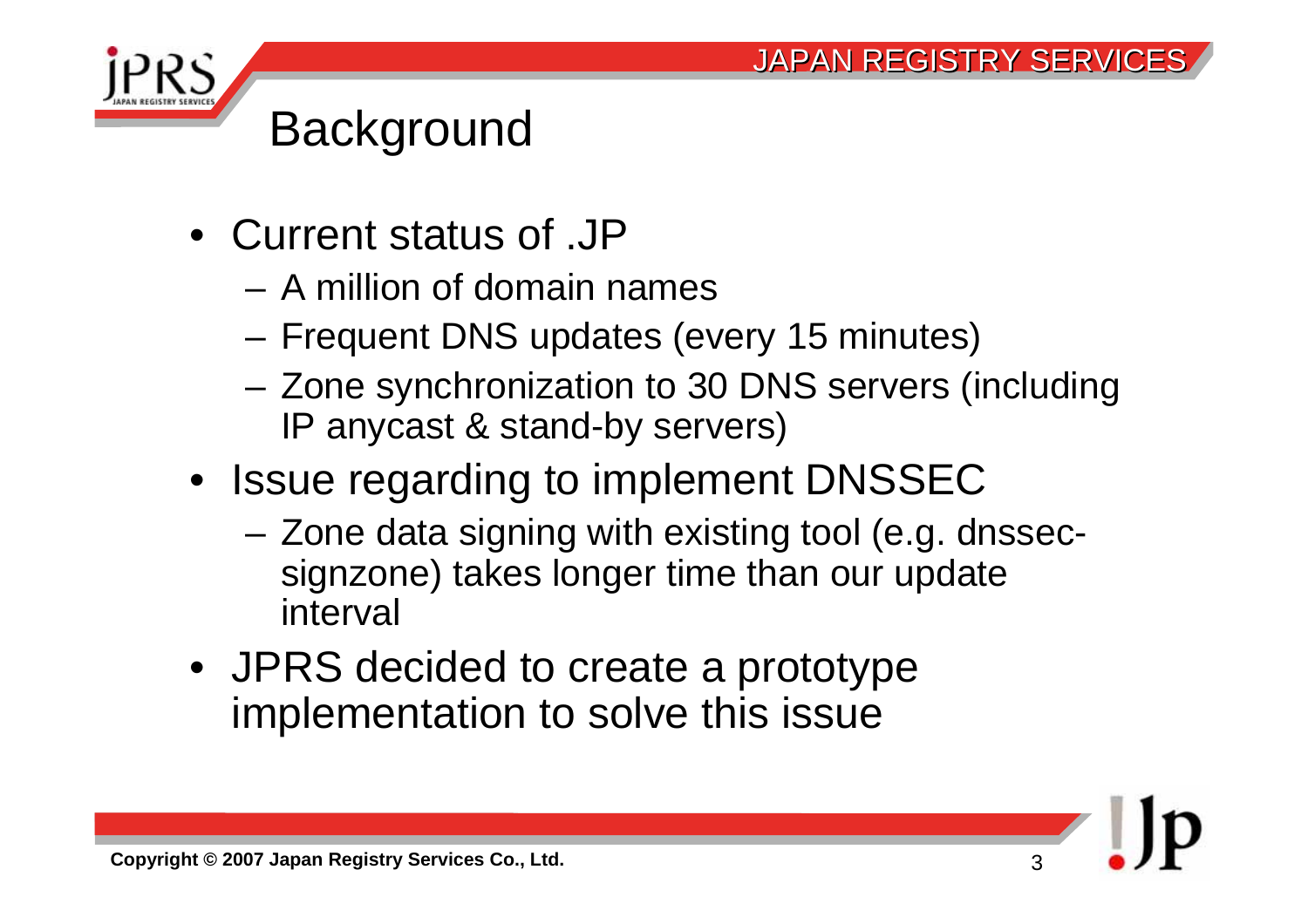# Background

- Current status of .JP
  - A million of domain names
  - Frequent DNS updates (every 15 minutes)
  - Zone synchronization to 30 DNS servers (including IP anycast & stand-by servers)
- Issue regarding to implement DNSSEC
  - Zone data signing with existing tool (e.g. dnssec-signzone) takes longer time than our update interval
- JPRS decided to create a prototype implementation to solve this issue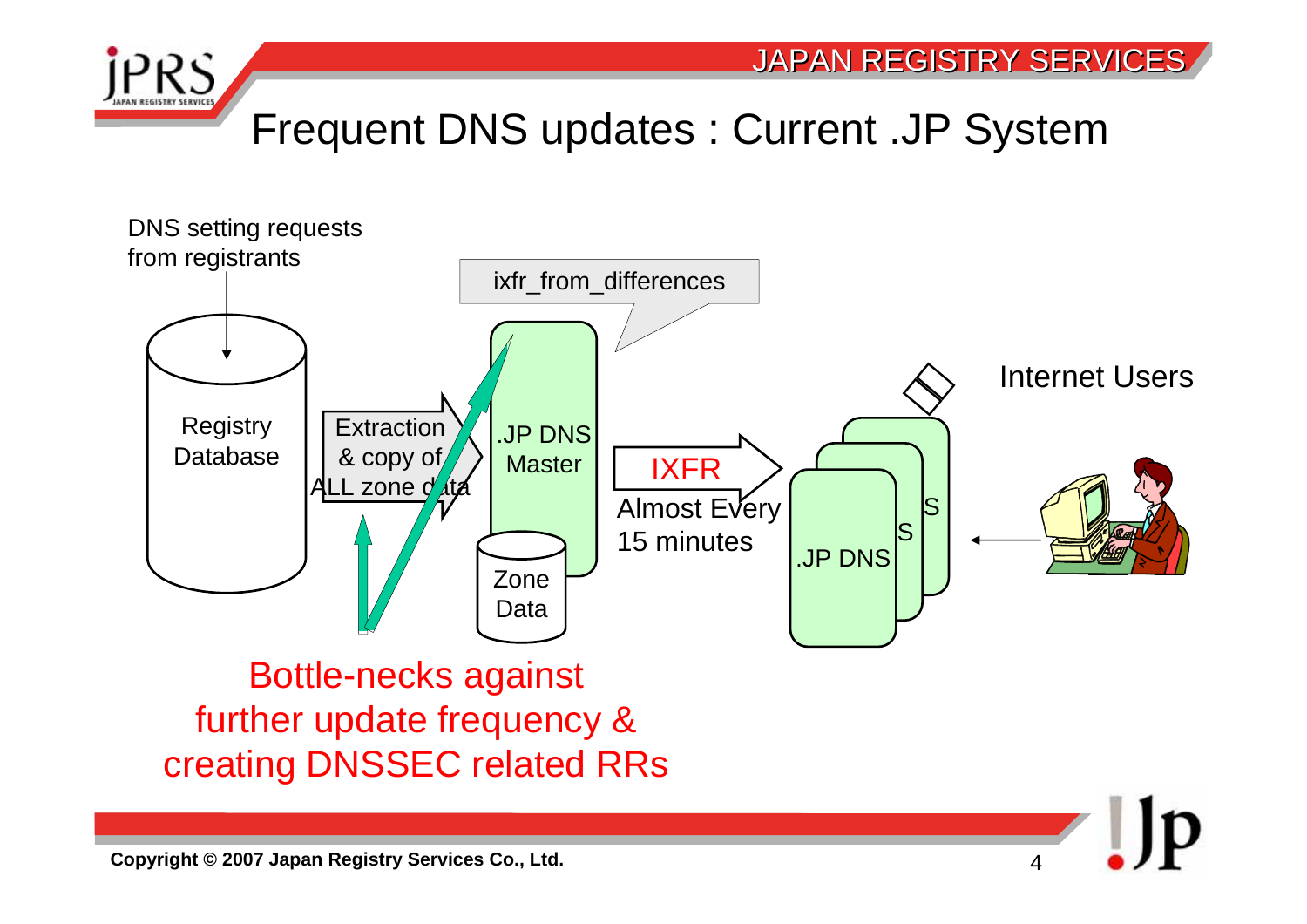# Frequent DNS updates : Current .JP System

DNS setting requests from registrants

Registry Database

Extraction & copy of ALL zone data

ixfr_from_differences

.JP DNS Master

Zone Data

IXFR

Almost Every 15 minutes

.JP DNS

Internet Users

Bottle-necks against further update frequency & creating DNSSEC related RRs

Copyright © 2007 Japan Registry Services Co., Ltd.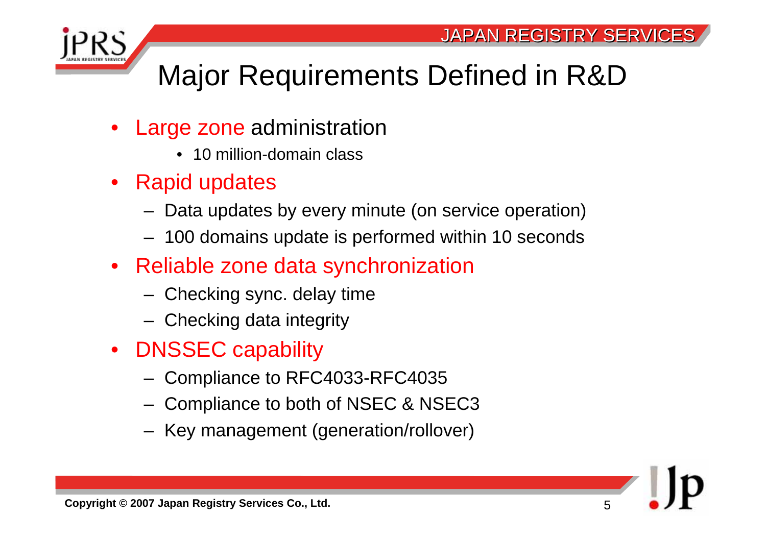# Major Requirements Defined in R&D

- Large zone administration
  - 10 million-domain class
- Rapid updates
  - Data updates by every minute (on service operation)
  - 100 domains update is performed within 10 seconds
- Reliable zone data synchronization
  - Checking sync. delay time
  - Checking data integrity
- DNSSEC capability
  - Compliance to RFC4033-RFC4035
  - Compliance to both of NSEC & NSEC3
  - Key management (generation/rollover)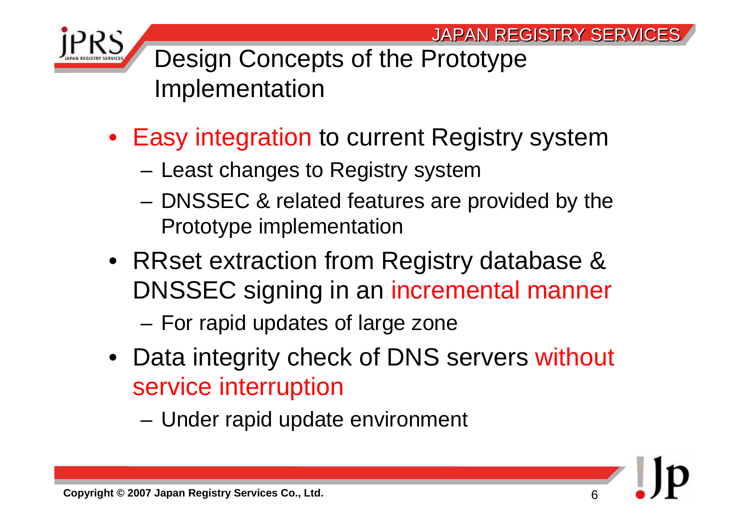# Design Concepts of the Prototype Implementation

- Easy integration to current Registry system
  - Least changes to Registry system
  - DNSSEC & related features are provided by the Prototype implementation
- RRset extraction from Registry database & DNSSEC signing in an incremental manner
  - For rapid updates of large zone
- Data integrity check of DNS servers without service interruption
  - Under rapid update environment

Copyright © 2007 Japan Registry Services Co., Ltd.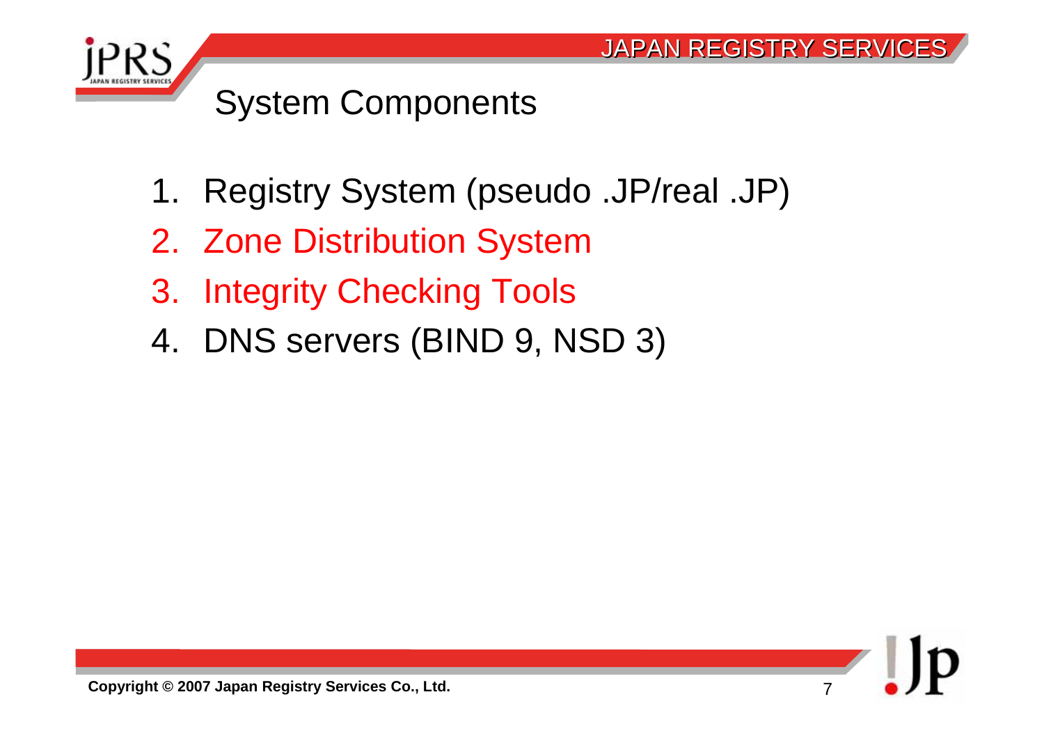# System Components

1. Registry System (pseudo .JP/real .JP)
2. Zone Distribution System
3. Integrity Checking Tools
4. DNS servers (BIND 9, NSD 3)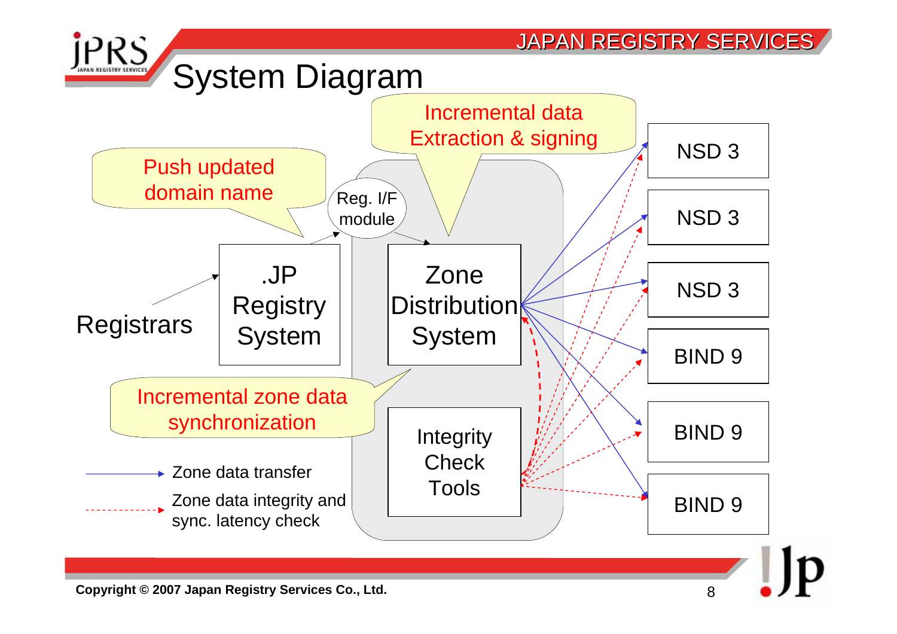# System Diagram

Push updated domain name

Incremental data Extraction & signing

Reg. I/F module

Registrars

.JP Registry System

Zone Distribution System

Integrity Check Tools

NSD 3

NSD 3

NSD 3

BIND 9

BIND 9

BIND 9

Incremental zone data synchronization

Zone data transfer

Zone data integrity and sync. latency check

Copyright © 2007 Japan Registry Services Co., Ltd.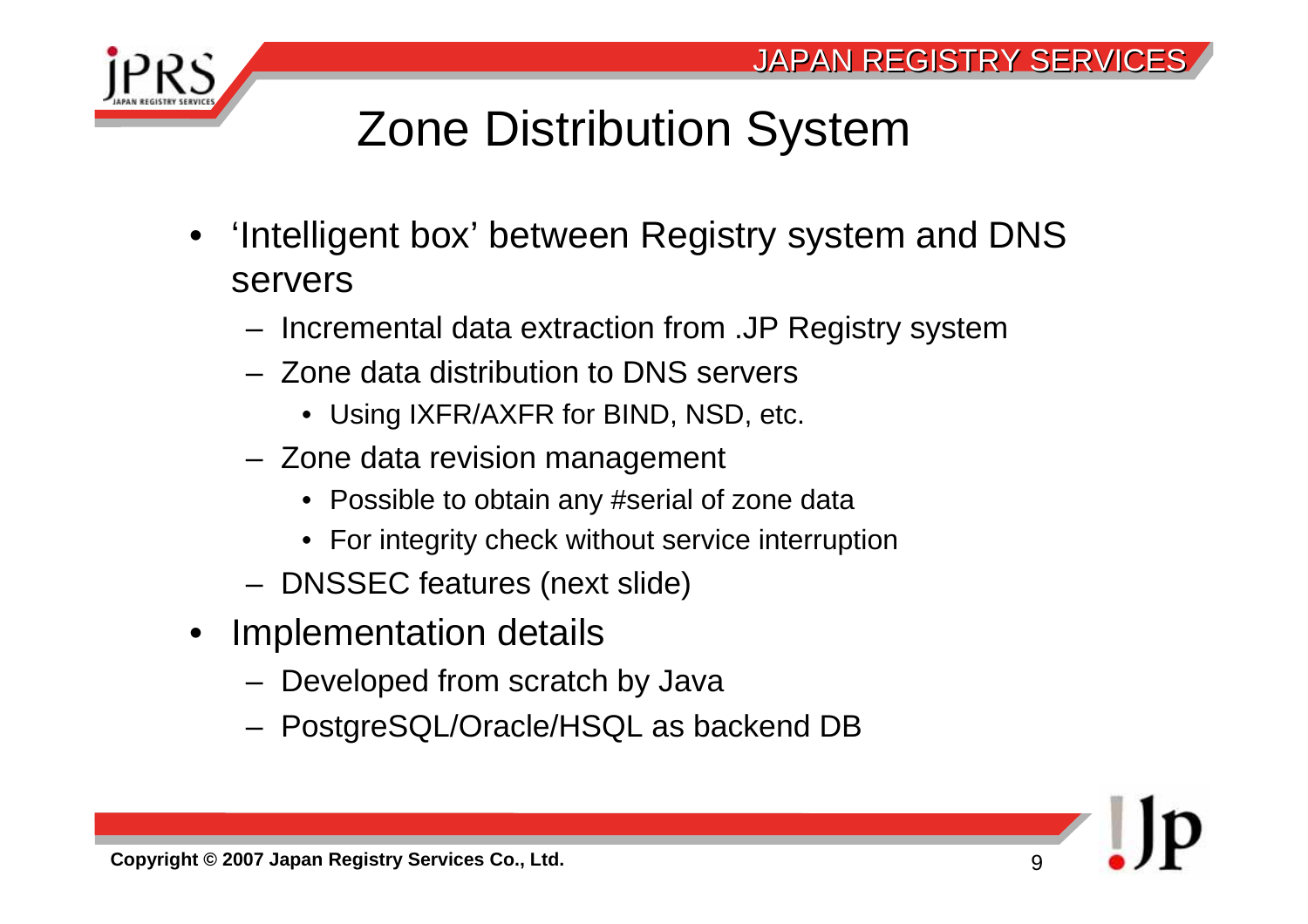# Zone Distribution System

- 'Intelligent box' between Registry system and DNS servers
  - Incremental data extraction from .JP Registry system
  - Zone data distribution to DNS servers
    - Using IXFR/AXFR for BIND, NSD, etc.
  - Zone data revision management
    - Possible to obtain any #serial of zone data
    - For integrity check without service interruption
  - DNSSEC features (next slide)
- Implementation details
  - Developed from scratch by Java
  - PostgreSQL/Oracle/HSQL as backend DB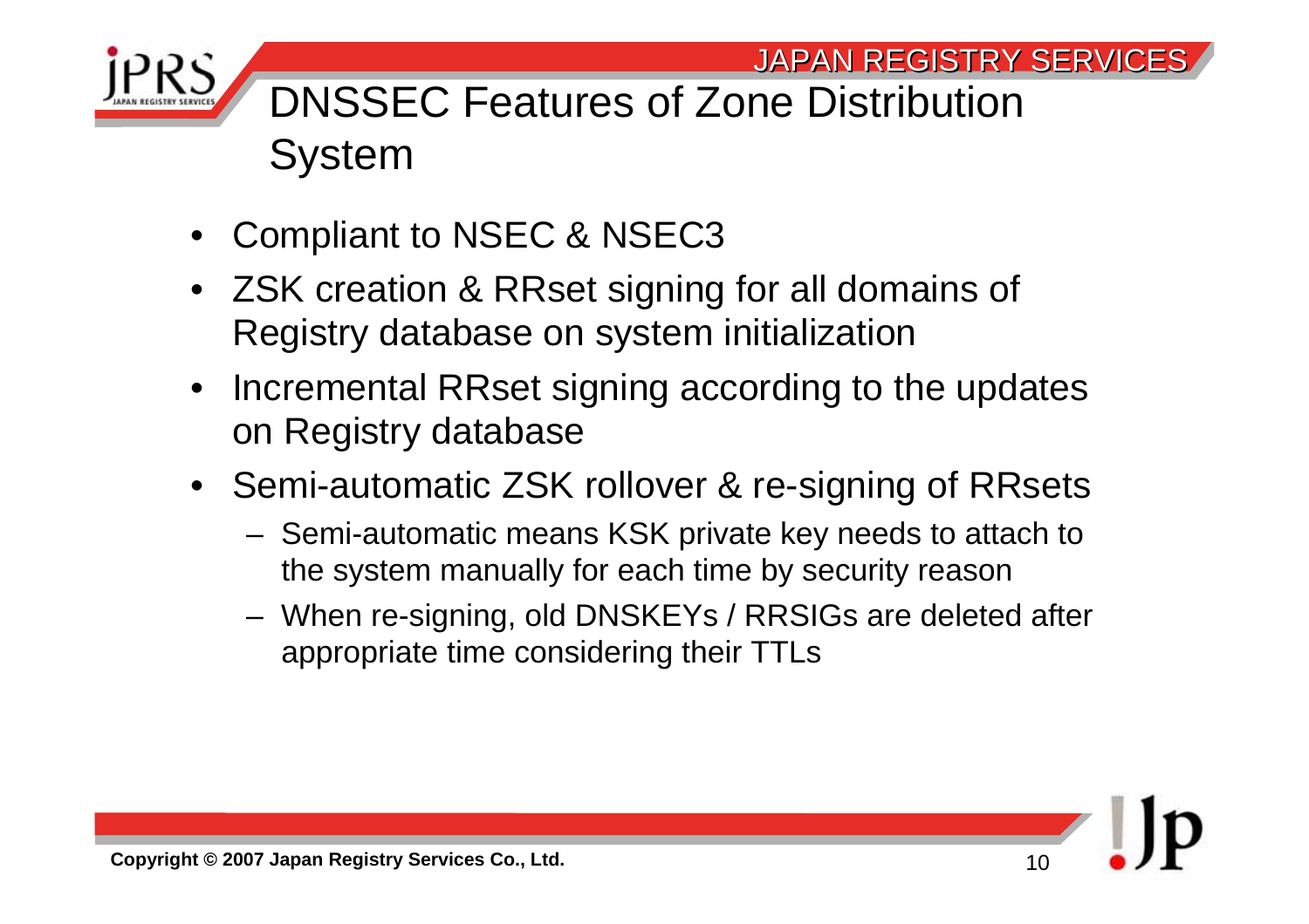# DNSSEC Features of Zone Distribution System

- Compliant to NSEC & NSEC3
- ZSK creation & RRset signing for all domains of Registry database on system initialization
- Incremental RRset signing according to the updates on Registry database
- Semi-automatic ZSK rollover & re-signing of RRsets
  - Semi-automatic means KSK private key needs to attach to the system manually for each time by security reason
  - When re-signing, old DNSKEYs / RRSIGs are deleted after appropriate time considering their TTLs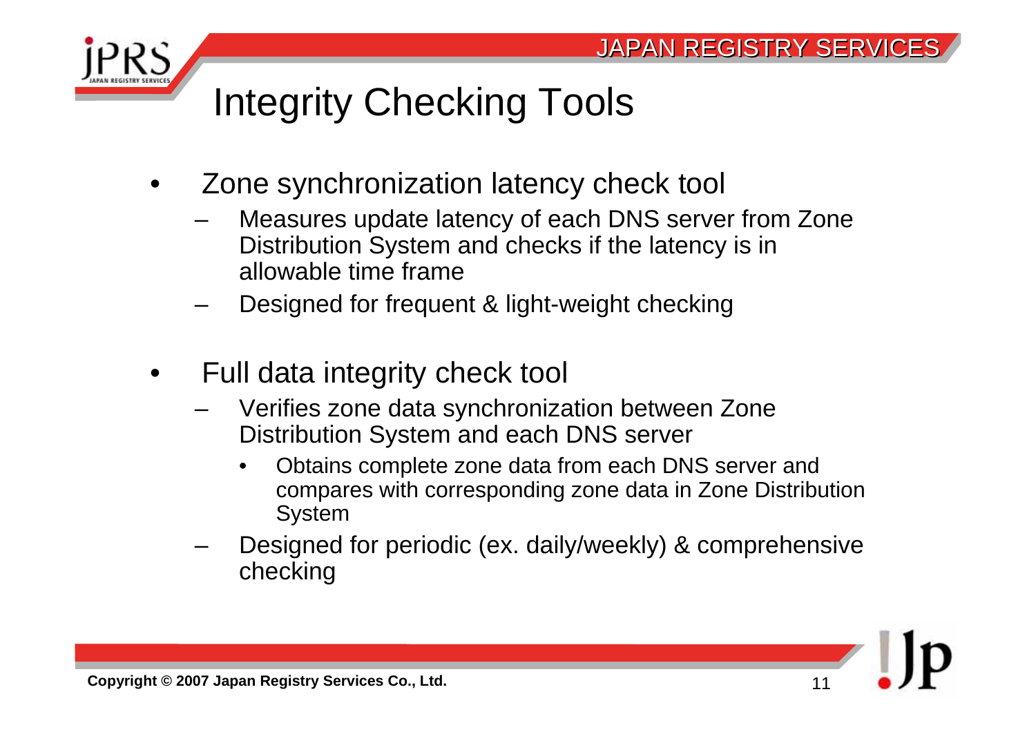# Integrity Checking Tools

- Zone synchronization latency check tool
  - Measures update latency of each DNS server from Zone Distribution System and checks if the latency is in allowable time frame
  - Designed for frequent & light-weight checking
- Full data integrity check tool
  - Verifies zone data synchronization between Zone Distribution System and each DNS server
    - Obtains complete zone data from each DNS server and compares with corresponding zone data in Zone Distribution System
  - Designed for periodic (ex. daily/weekly) & comprehensive checking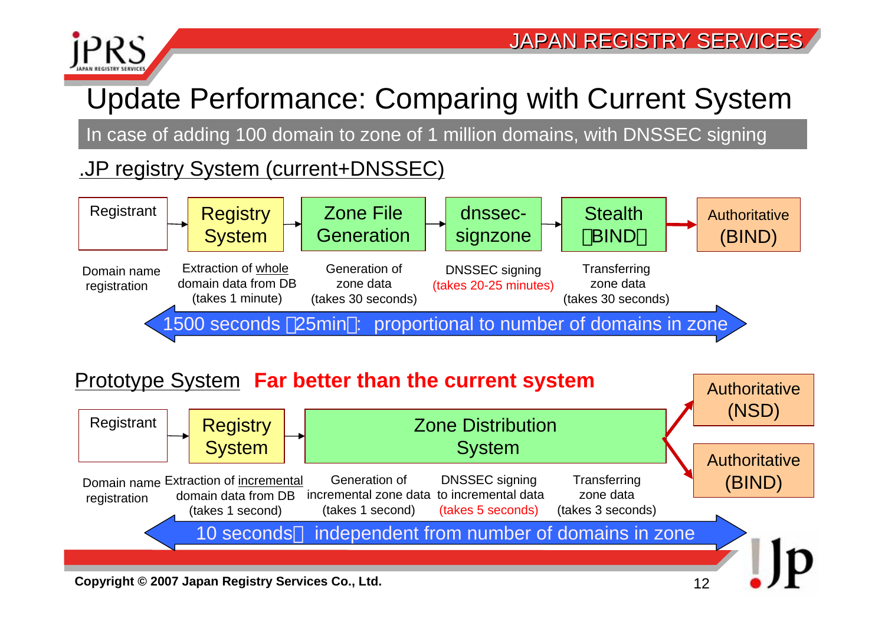# Update Performance: Comparing with Current System

In case of adding 100 domain to zone of 1 million domains, with DNSSEC signing

## .JP registry System (current+DNSSEC)

Registrant → Registry System → Zone File Generation → dnssec-signzone → Stealth (BIND) → Authoritative (BIND)

- Domain name registration
- Extraction of whole domain data from DB (takes 1 minute)
- Generation of zone data (takes 30 seconds)
- DNSSEC signing (takes 20-25 minutes)
- Transferring zone data (takes 30 seconds)

1500 seconds (25min): proportional to number of domains in zone

## Prototype System **Far better than the current system**

Registrant → Registry System → Zone Distribution System → Authoritative (NSD) / Authoritative (BIND)

- Domain name registration
- Extraction of incremental domain data from DB (takes 1 second)
- Generation of incremental zone data (takes 1 second)
- DNSSEC signing to incremental data (takes 5 seconds)
- Transferring zone data (takes 3 seconds)

10 seconds: independent from number of domains in zone

**Copyright © 2007 Japan Registry Services Co., Ltd.**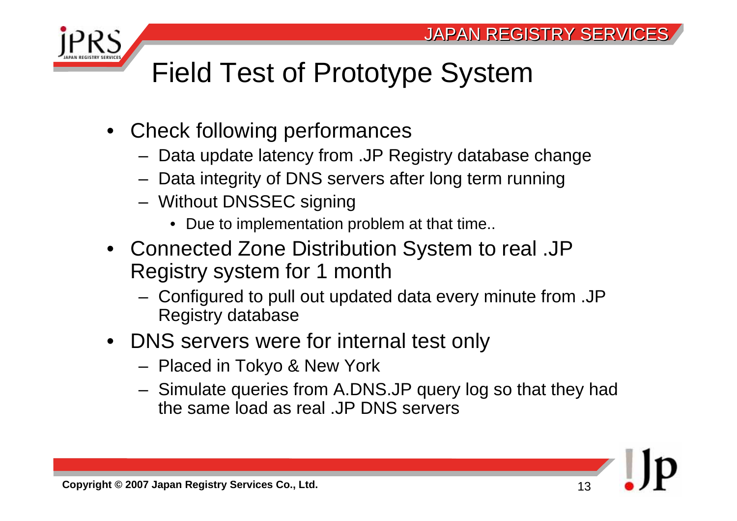# Field Test of Prototype System

- Check following performances
  - Data update latency from .JP Registry database change
  - Data integrity of DNS servers after long term running
  - Without DNSSEC signing
    - Due to implementation problem at that time..
- Connected Zone Distribution System to real .JP Registry system for 1 month
  - Configured to pull out updated data every minute from .JP Registry database
- DNS servers were for internal test only
  - Placed in Tokyo & New York
  - Simulate queries from A.DNS.JP query log so that they had the same load as real .JP DNS servers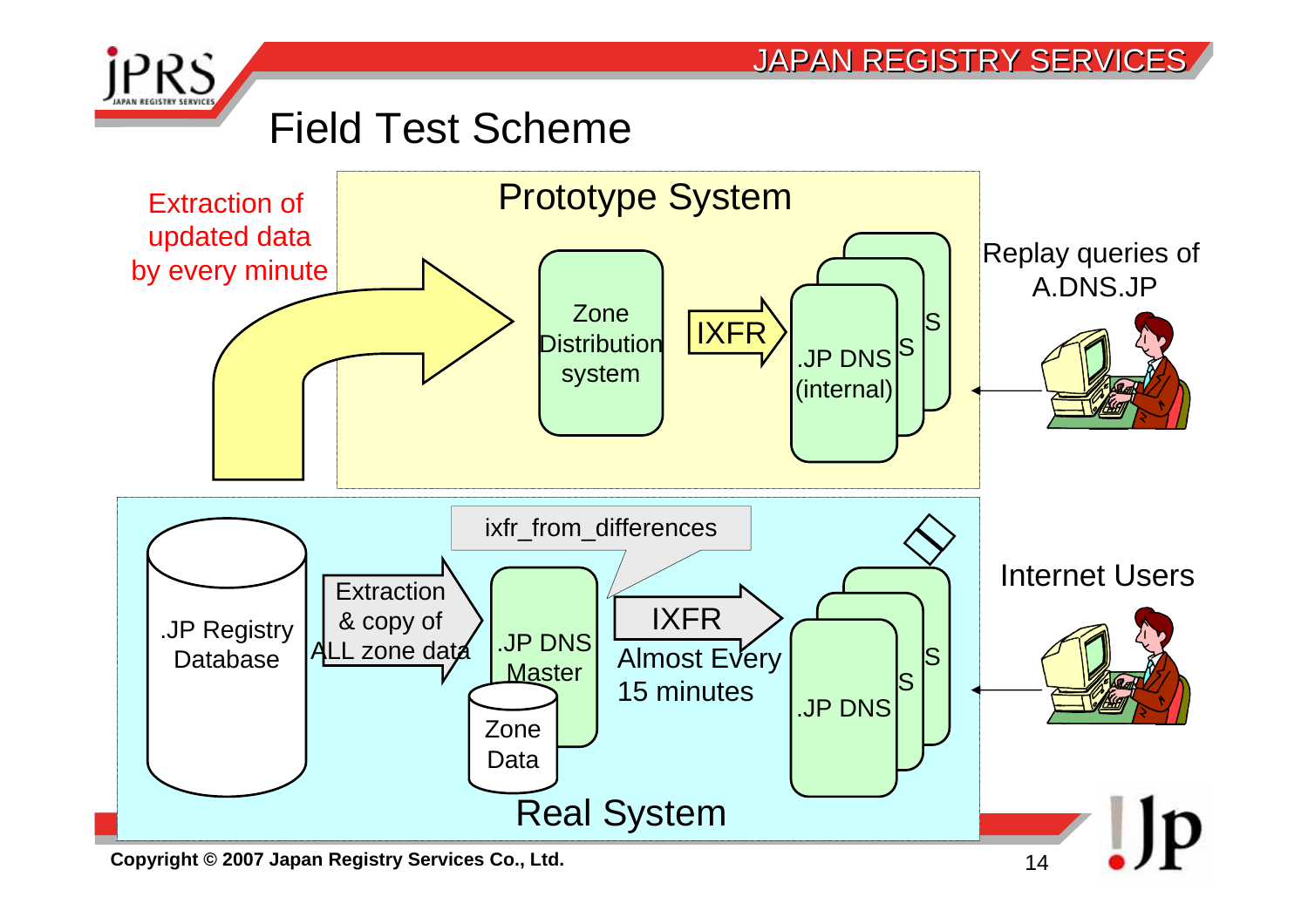# Field Test Scheme

Extraction of updated data by every minute

**Prototype System**

- Zone Distribution system
- IXFR
- .JP DNS (internal) / S / S

Replay queries of A.DNS.JP

**Real System**

- .JP Registry Database
- Extraction & copy of ALL zone data
- .JP DNS Master / Zone Data
- ixfr_from_differences
- IXFR — Almost Every 15 minutes
- .JP DNS / S / S

Internet Users

**Copyright © 2007 Japan Registry Services Co., Ltd.**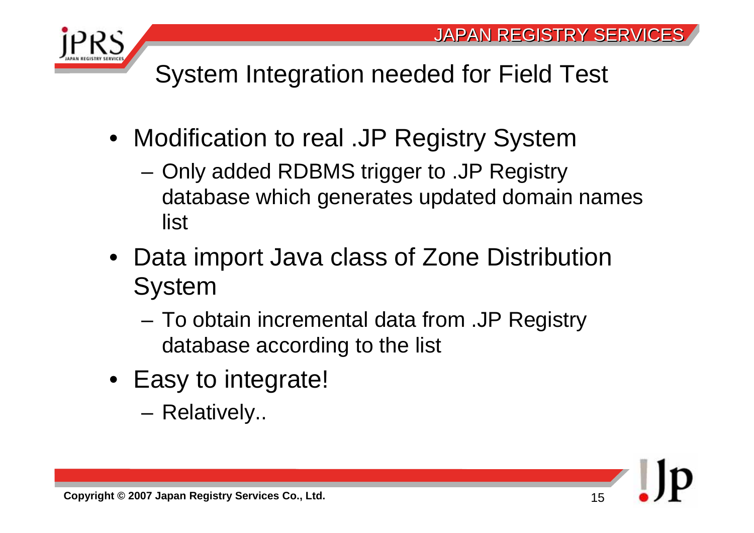# System Integration needed for Field Test

- Modification to real .JP Registry System
  - Only added RDBMS trigger to .JP Registry database which generates updated domain names list
- Data import Java class of Zone Distribution System
  - To obtain incremental data from .JP Registry database according to the list
- Easy to integrate!
  - Relatively..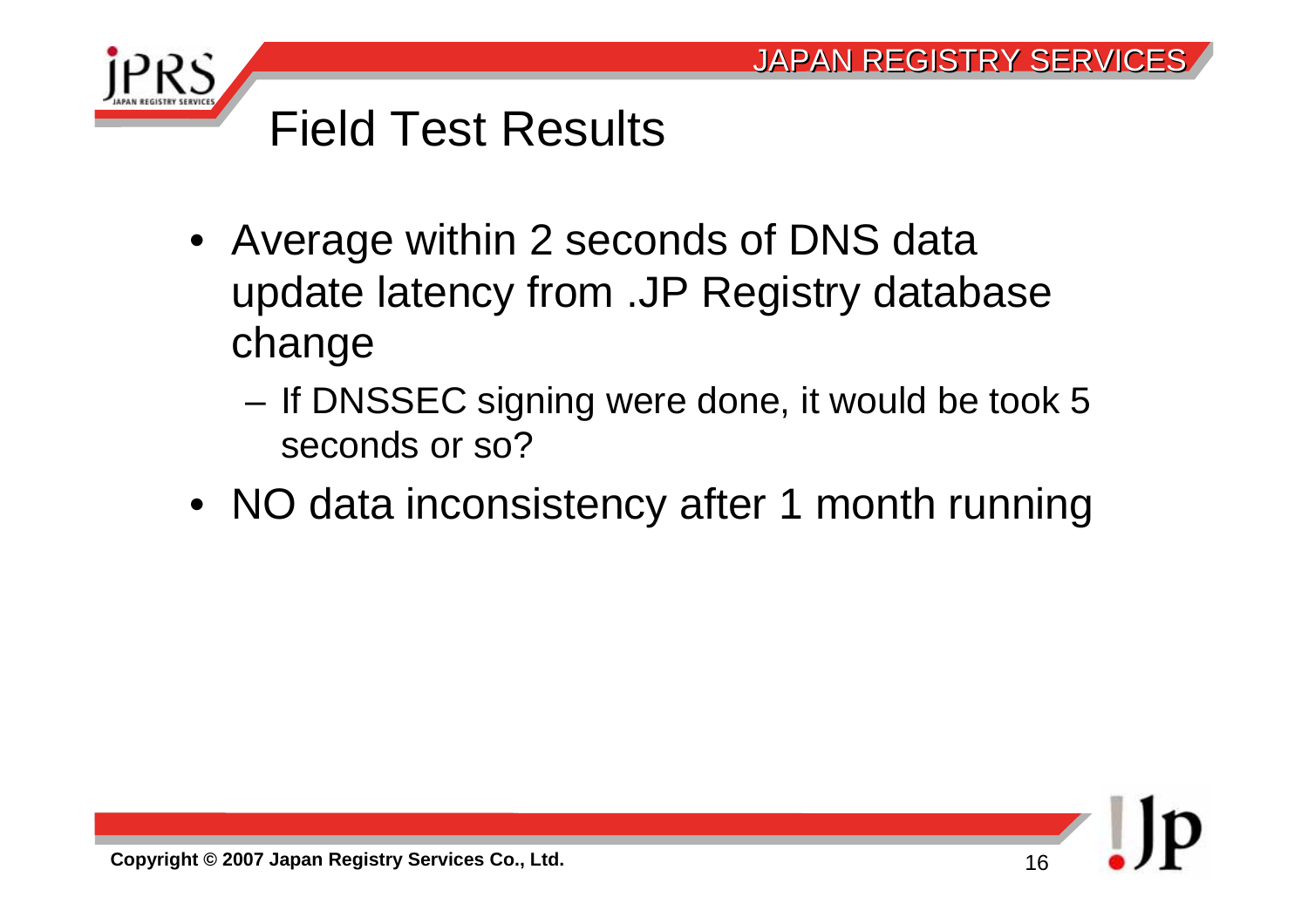# Field Test Results

- Average within 2 seconds of DNS data update latency from .JP Registry database change
  - If DNSSEC signing were done, it would be took 5 seconds or so?
- NO data inconsistency after 1 month running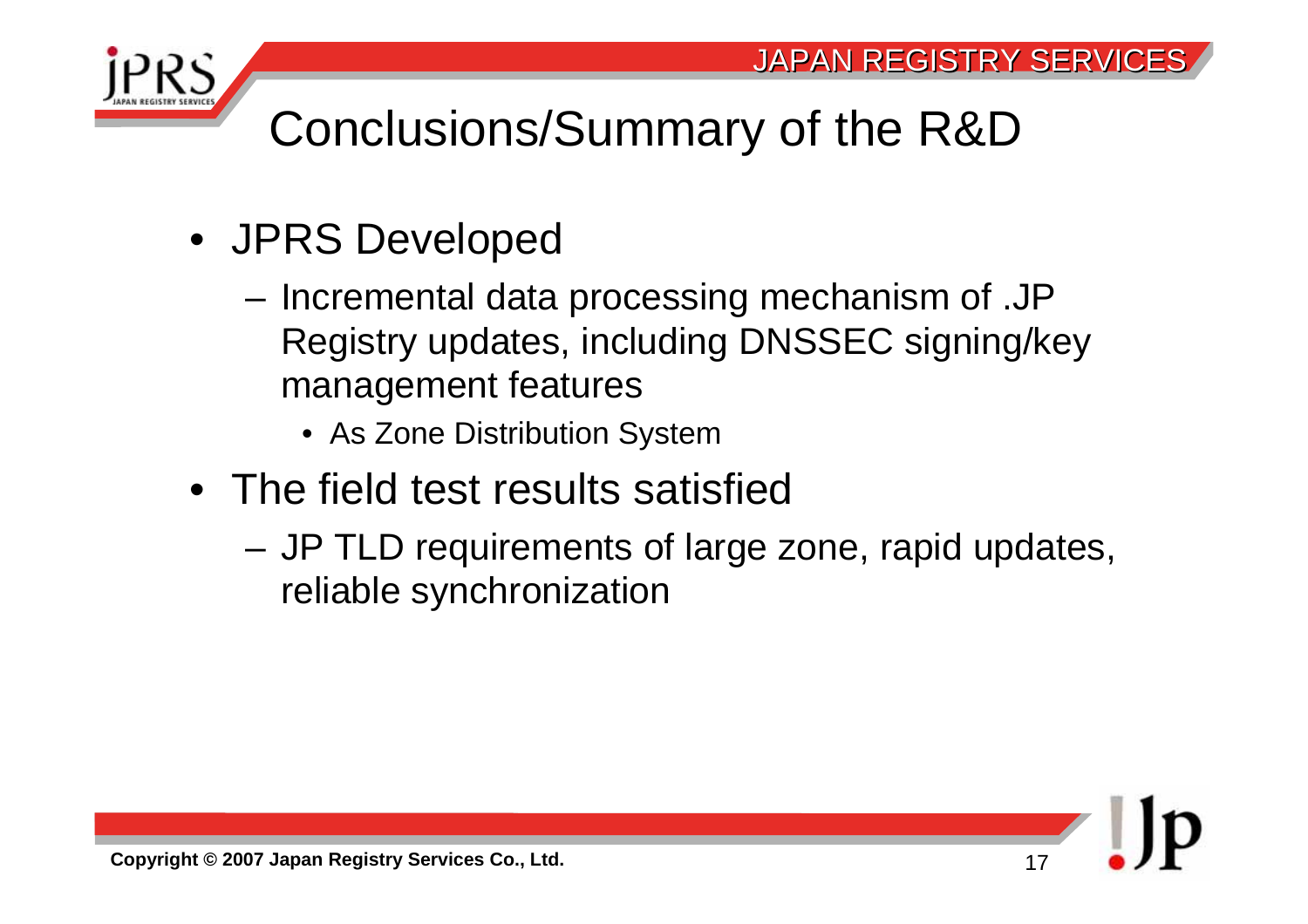# Conclusions/Summary of the R&D

- JPRS Developed
  - Incremental data processing mechanism of .JP Registry updates, including DNSSEC signing/key management features
    - As Zone Distribution System
- The field test results satisfied
  - JP TLD requirements of large zone, rapid updates, reliable synchronization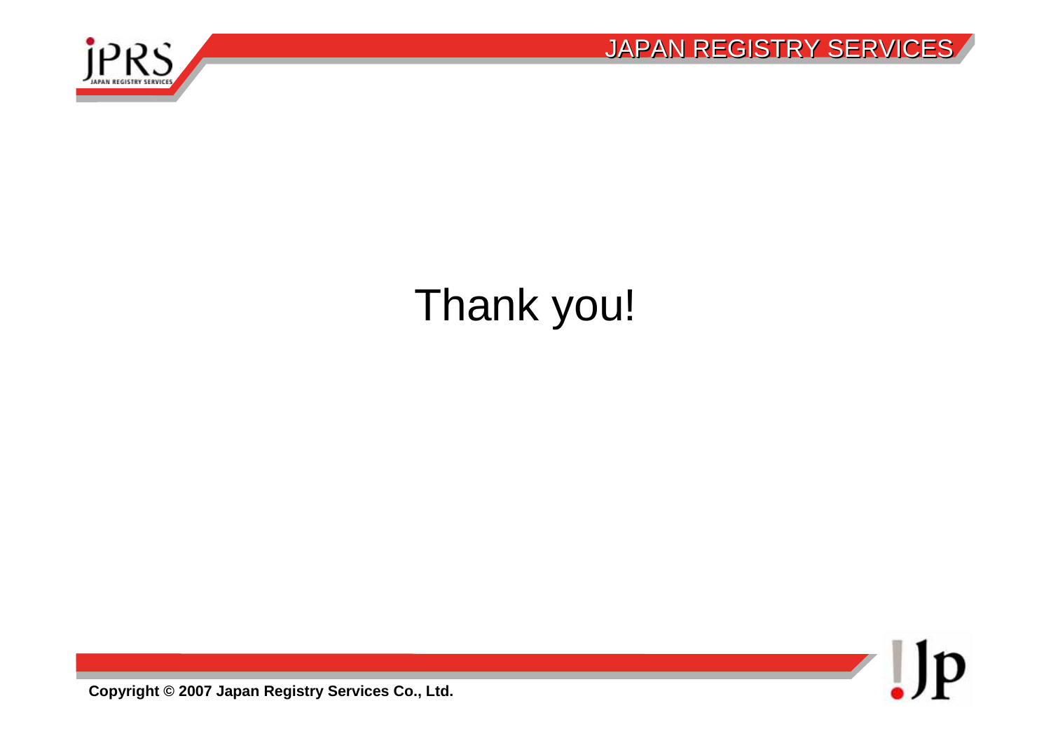# Thank you!